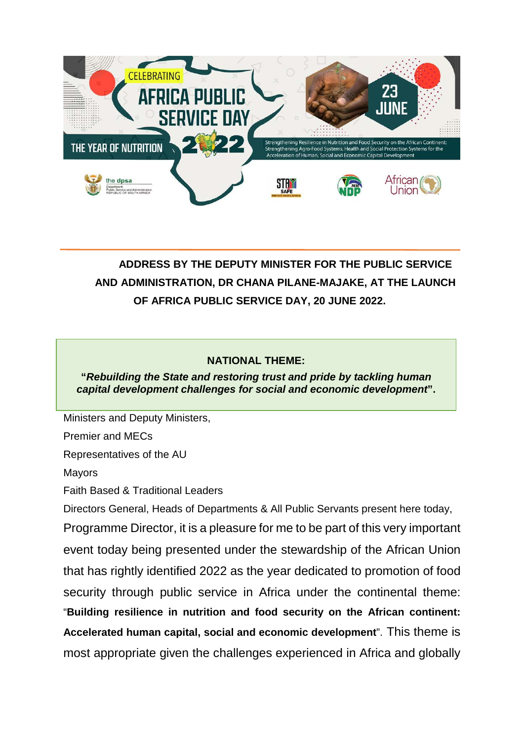CELEBRATING

AFRICA PUBLIC SERVICE DAY

THE YEAR OF NUTRITION 2022

23 JUNE

Strengthening Resilience in Nutrition and Food Security on the African Continent: Strengthening Agro-Food Systems, Health and Social Protection Systems for the Acceleration of Human, Social and Economic Capital Development

**ADDRESS BY THE DEPUTY MINISTER FOR THE PUBLIC SERVICE AND ADMINISTRATION, DR CHANA PILANE-MAJAKE, AT THE LAUNCH OF AFRICA PUBLIC SERVICE DAY, 20 JUNE 2022.**

**NATIONAL THEME:**

**"*Rebuilding the State and restoring trust and pride by tackling human capital development challenges for social and economic development*".**

Ministers and Deputy Ministers,

Premier and MECs

Representatives of the AU

Mayors

Faith Based & Traditional Leaders

Directors General, Heads of Departments & All Public Servants present here today,

Programme Director, it is a pleasure for me to be part of this very important event today being presented under the stewardship of the African Union that has rightly identified 2022 as the year dedicated to promotion of food security through public service in Africa under the continental theme: "**Building resilience in nutrition and food security on the African continent: Accelerated human capital, social and economic development**". This theme is most appropriate given the challenges experienced in Africa and globally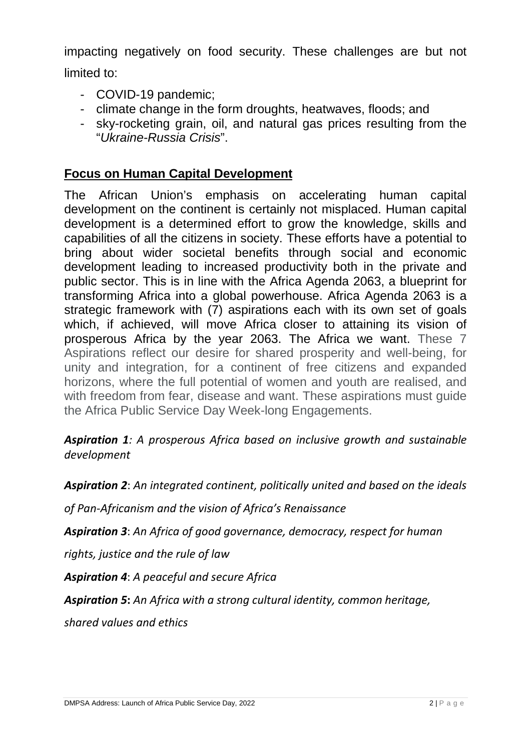impacting negatively on food security. These challenges are but not limited to:

- COVID-19 pandemic;
- climate change in the form droughts, heatwaves, floods; and
- sky-rocketing grain, oil, and natural gas prices resulting from the "*Ukraine-Russia Crisis*".

## Focus on Human Capital Development

The African Union's emphasis on accelerating human capital development on the continent is certainly not misplaced. Human capital development is a determined effort to grow the knowledge, skills and capabilities of all the citizens in society. These efforts have a potential to bring about wider societal benefits through social and economic development leading to increased productivity both in the private and public sector. This is in line with the Africa Agenda 2063, a blueprint for transforming Africa into a global powerhouse. Africa Agenda 2063 is a strategic framework with (7) aspirations each with its own set of goals which, if achieved, will move Africa closer to attaining its vision of prosperous Africa by the year 2063. The Africa we want. These 7 Aspirations reflect our desire for shared prosperity and well-being, for unity and integration, for a continent of free citizens and expanded horizons, where the full potential of women and youth are realised, and with freedom from fear, disease and want. These aspirations must guide the Africa Public Service Day Week-long Engagements.

***Aspiration 1****: A prosperous Africa based on inclusive growth and sustainable development*

***Aspiration 2***: *An integrated continent, politically united and based on the ideals of Pan-Africanism and the vision of Africa's Renaissance*

***Aspiration 3***: *An Africa of good governance, democracy, respect for human rights, justice and the rule of law*

***Aspiration 4***: *A peaceful and secure Africa*

***Aspiration 5*****:** *An Africa with a strong cultural identity, common heritage, shared values and ethics*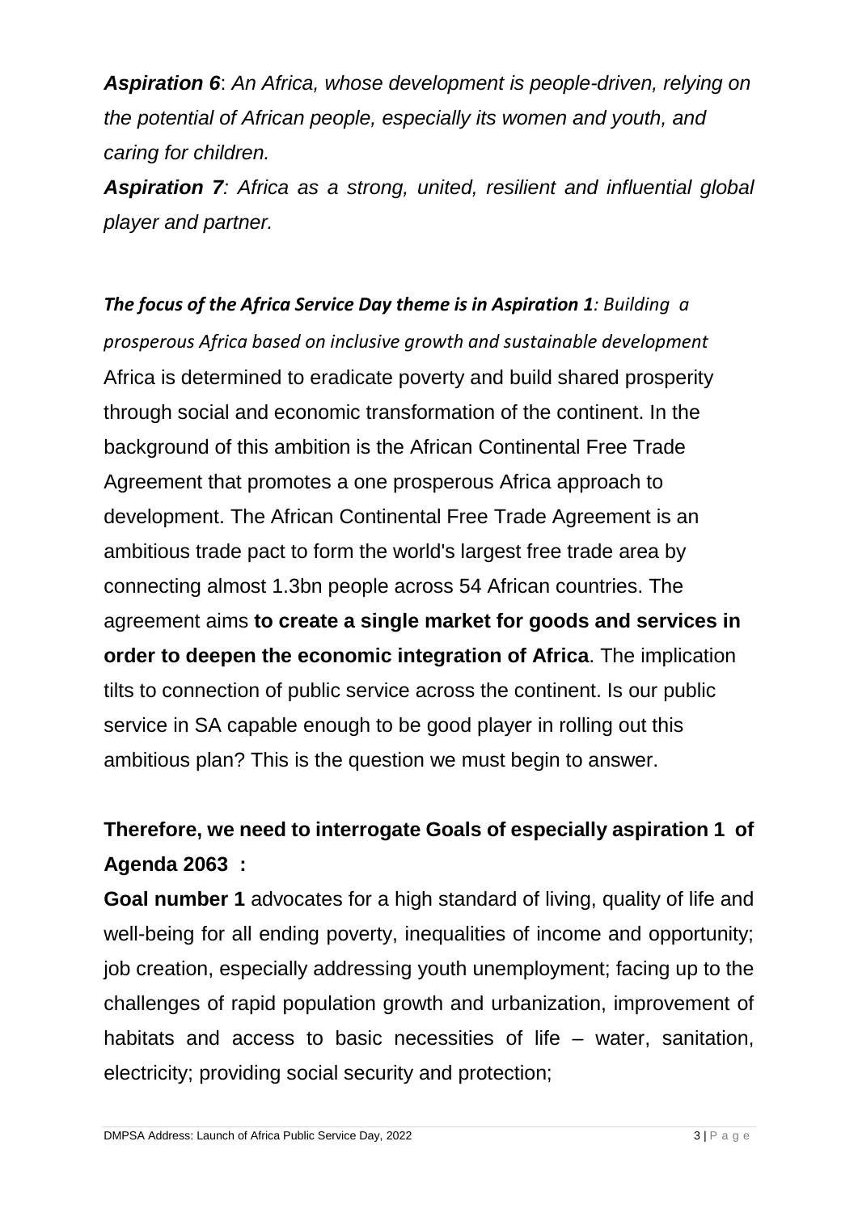***Aspiration 6***: *An Africa, whose development is people-driven, relying on the potential of African people, especially its women and youth, and caring for children.*

***Aspiration 7****: Africa as a strong, united, resilient and influential global player and partner.*

***The focus of the Africa Service Day theme is in Aspiration 1****: Building a prosperous Africa based on inclusive growth and sustainable development*

Africa is determined to eradicate poverty and build shared prosperity through social and economic transformation of the continent. In the background of this ambition is the African Continental Free Trade Agreement that promotes a one prosperous Africa approach to development. The African Continental Free Trade Agreement is an ambitious trade pact to form the world's largest free trade area by connecting almost 1.3bn people across 54 African countries. The agreement aims **to create a single market for goods and services in order to deepen the economic integration of Africa**. The implication tilts to connection of public service across the continent. Is our public service in SA capable enough to be good player in rolling out this ambitious plan? This is the question we must begin to answer.

**Therefore, we need to interrogate Goals of especially aspiration 1 of Agenda 2063 :**

**Goal number 1** advocates for a high standard of living, quality of life and well-being for all ending poverty, inequalities of income and opportunity; job creation, especially addressing youth unemployment; facing up to the challenges of rapid population growth and urbanization, improvement of habitats and access to basic necessities of life – water, sanitation, electricity; providing social security and protection;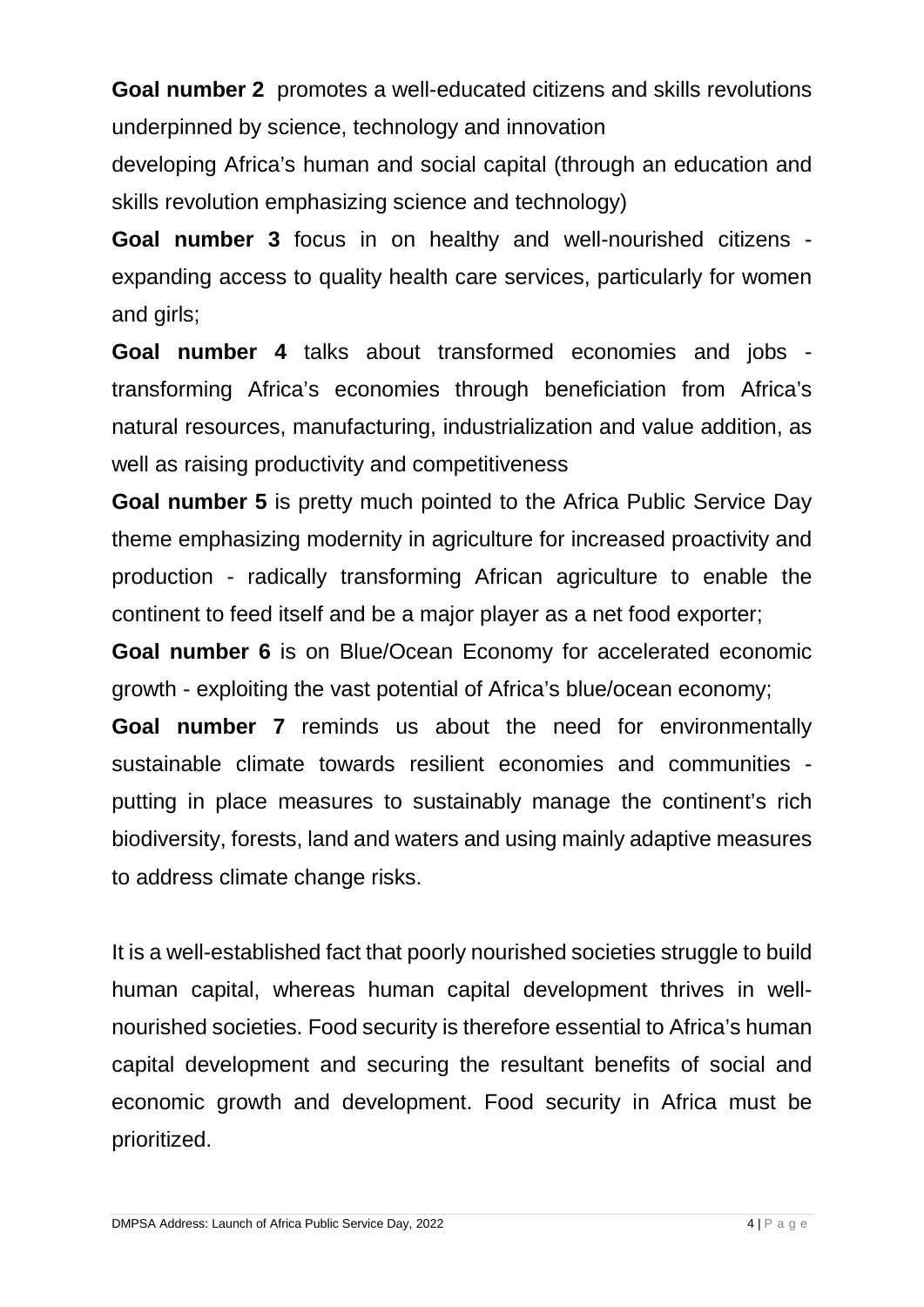**Goal number 2** promotes a well-educated citizens and skills revolutions underpinned by science, technology and innovation

developing Africa's human and social capital (through an education and skills revolution emphasizing science and technology)

**Goal number 3** focus in on healthy and well-nourished citizens - expanding access to quality health care services, particularly for women and girls;

**Goal number 4** talks about transformed economies and jobs - transforming Africa's economies through beneficiation from Africa's natural resources, manufacturing, industrialization and value addition, as well as raising productivity and competitiveness

**Goal number 5** is pretty much pointed to the Africa Public Service Day theme emphasizing modernity in agriculture for increased proactivity and production - radically transforming African agriculture to enable the continent to feed itself and be a major player as a net food exporter;

**Goal number 6** is on Blue/Ocean Economy for accelerated economic growth - exploiting the vast potential of Africa's blue/ocean economy;

**Goal number 7** reminds us about the need for environmentally sustainable climate towards resilient economies and communities - putting in place measures to sustainably manage the continent's rich biodiversity, forests, land and waters and using mainly adaptive measures to address climate change risks.

It is a well-established fact that poorly nourished societies struggle to build human capital, whereas human capital development thrives in well-nourished societies. Food security is therefore essential to Africa's human capital development and securing the resultant benefits of social and economic growth and development. Food security in Africa must be prioritized.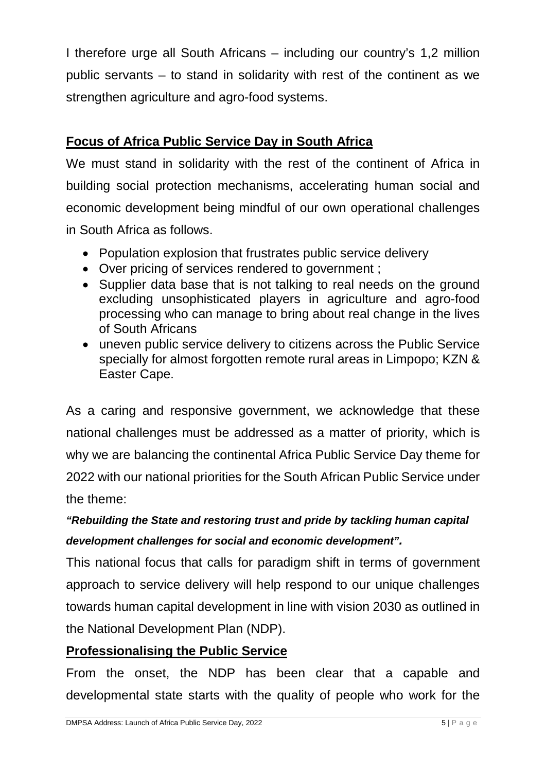I therefore urge all South Africans – including our country's 1,2 million public servants – to stand in solidarity with rest of the continent as we strengthen agriculture and agro-food systems.

## Focus of Africa Public Service Day in South Africa

We must stand in solidarity with the rest of the continent of Africa in building social protection mechanisms, accelerating human social and economic development being mindful of our own operational challenges in South Africa as follows.

- Population explosion that frustrates public service delivery
- Over pricing of services rendered to government ;
- Supplier data base that is not talking to real needs on the ground excluding unsophisticated players in agriculture and agro-food processing who can manage to bring about real change in the lives of South Africans
- uneven public service delivery to citizens across the Public Service specially for almost forgotten remote rural areas in Limpopo; KZN & Easter Cape.

As a caring and responsive government, we acknowledge that these national challenges must be addressed as a matter of priority, which is why we are balancing the continental Africa Public Service Day theme for 2022 with our national priorities for the South African Public Service under the theme:

***"Rebuilding the State and restoring trust and pride by tackling human capital development challenges for social and economic development".***

This national focus that calls for paradigm shift in terms of government approach to service delivery will help respond to our unique challenges towards human capital development in line with vision 2030 as outlined in the National Development Plan (NDP).

## Professionalising the Public Service

From the onset, the NDP has been clear that a capable and developmental state starts with the quality of people who work for the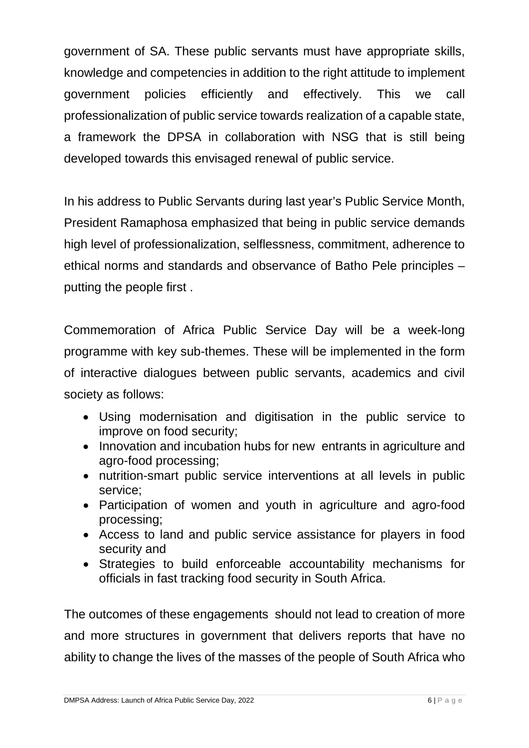government of SA. These public servants must have appropriate skills, knowledge and competencies in addition to the right attitude to implement government policies efficiently and effectively. This we call professionalization of public service towards realization of a capable state, a framework the DPSA in collaboration with NSG that is still being developed towards this envisaged renewal of public service.

In his address to Public Servants during last year's Public Service Month, President Ramaphosa emphasized that being in public service demands high level of professionalization, selflessness, commitment, adherence to ethical norms and standards and observance of Batho Pele principles – putting the people first .

Commemoration of Africa Public Service Day will be a week-long programme with key sub-themes. These will be implemented in the form of interactive dialogues between public servants, academics and civil society as follows:

- Using modernisation and digitisation in the public service to improve on food security;
- Innovation and incubation hubs for new entrants in agriculture and agro-food processing;
- nutrition-smart public service interventions at all levels in public service;
- Participation of women and youth in agriculture and agro-food processing;
- Access to land and public service assistance for players in food security and
- Strategies to build enforceable accountability mechanisms for officials in fast tracking food security in South Africa.

The outcomes of these engagements should not lead to creation of more and more structures in government that delivers reports that have no ability to change the lives of the masses of the people of South Africa who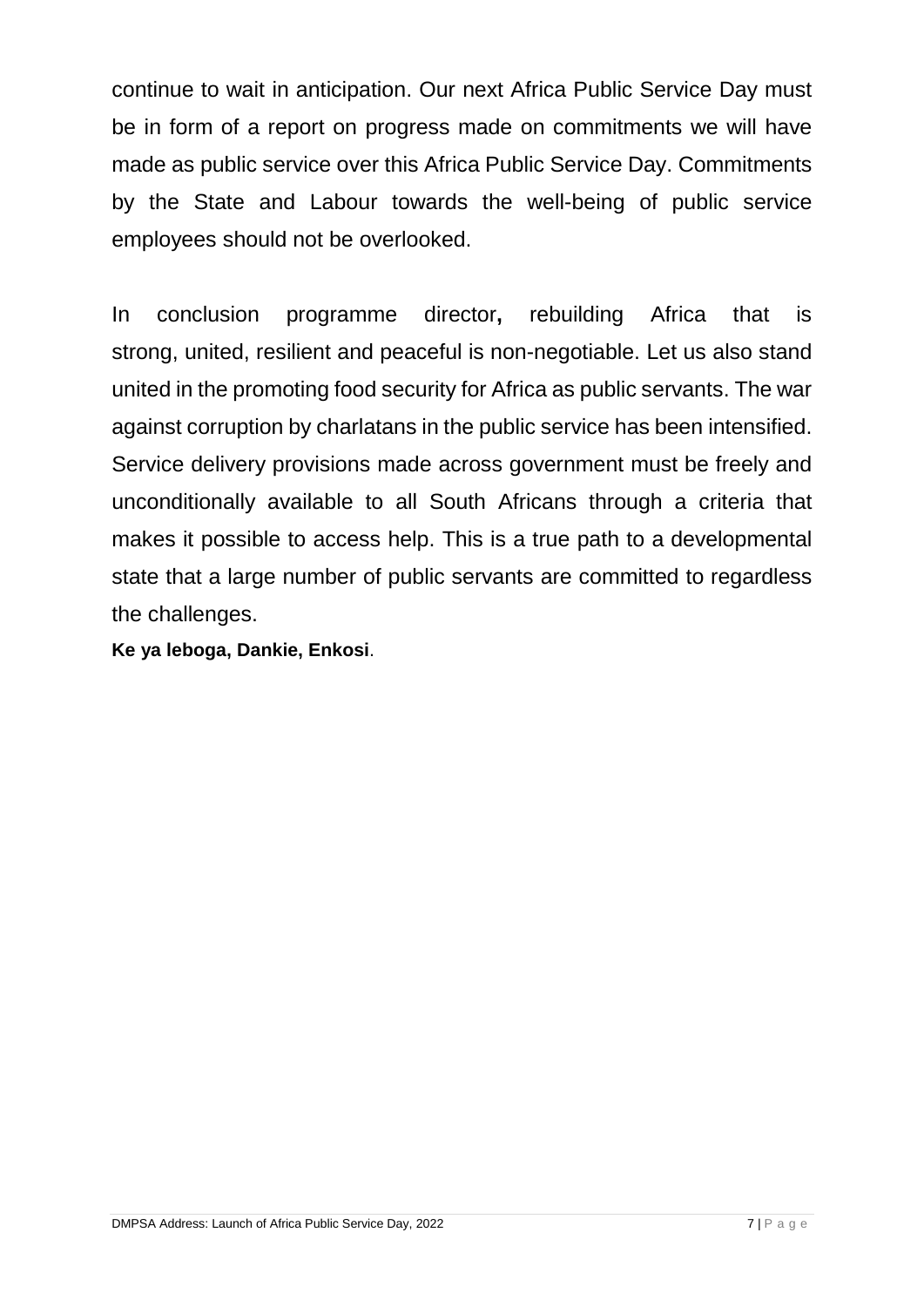continue to wait in anticipation. Our next Africa Public Service Day must be in form of a report on progress made on commitments we will have made as public service over this Africa Public Service Day. Commitments by the State and Labour towards the well-being of public service employees should not be overlooked.

In conclusion programme director**,** rebuilding Africa that is strong, united, resilient and peaceful is non-negotiable. Let us also stand united in the promoting food security for Africa as public servants. The war against corruption by charlatans in the public service has been intensified. Service delivery provisions made across government must be freely and unconditionally available to all South Africans through a criteria that makes it possible to access help. This is a true path to a developmental state that a large number of public servants are committed to regardless the challenges.

**Ke ya leboga, Dankie, Enkosi**.